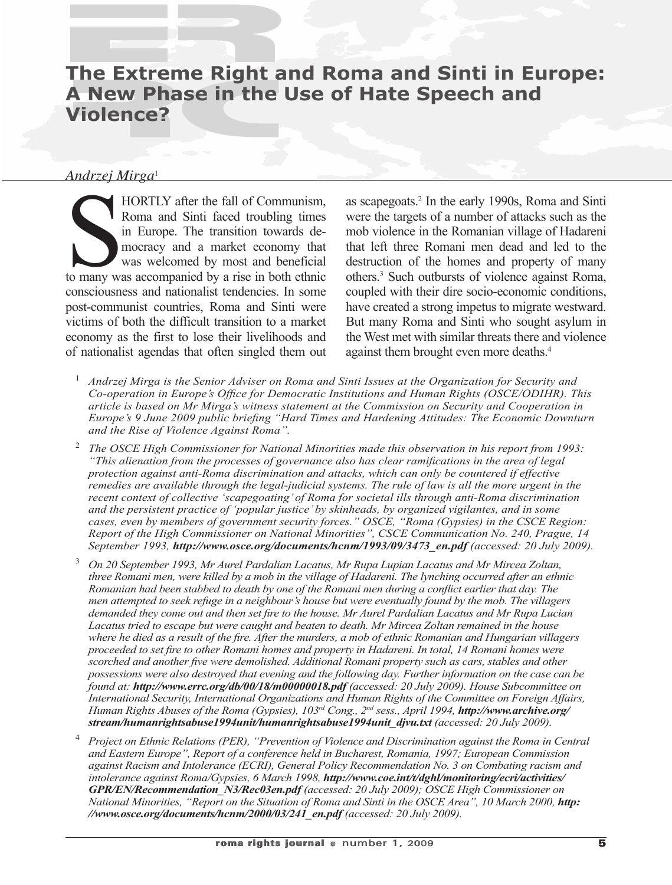# The Extreme Right and Roma and Sinti in Europe: A New Phase in the Use of Hate Speech and Violence?

*Andrzej Mirga*[1]

SHORTLY after the fall of Communism, Roma and Sinti faced troubling times in Europe. The transition towards democracy and a market economy that was welcomed by most and beneficial to many was accompanied by a rise in both ethnic consciousness and nationalist tendencies. In some post-communist countries, Roma and Sinti were victims of both the difficult transition to a market economy as the first to lose their livelihoods and of nationalist agendas that often singled them out as scapegoats.[2] In the early 1990s, Roma and Sinti were the targets of a number of attacks such as the mob violence in the Romanian village of Hadareni that left three Romani men dead and led to the destruction of the homes and property of many others.[3] Such outbursts of violence against Roma, coupled with their dire socio-economic conditions, have created a strong impetus to migrate westward. But many Roma and Sinti who sought asylum in the West met with similar threats there and violence against them brought even more deaths.[4]

[1] *Andrzej Mirga is the Senior Adviser on Roma and Sinti Issues at the Organization for Security and Co-operation in Europe's Office for Democratic Institutions and Human Rights (OSCE/ODIHR). This article is based on Mr Mirga's witness statement at the Commission on Security and Cooperation in Europe's 9 June 2009 public briefing "Hard Times and Hardening Attitudes: The Economic Downturn and the Rise of Violence Against Roma".*

[2] *The OSCE High Commissioner for National Minorities made this observation in his report from 1993: "This alienation from the processes of governance also has clear ramifications in the area of legal protection against anti-Roma discrimination and attacks, which can only be countered if effective remedies are available through the legal-judicial systems. The rule of law is all the more urgent in the recent context of collective 'scapegoating' of Roma for societal ills through anti-Roma discrimination and the persistent practice of 'popular justice' by skinheads, by organized vigilantes, and in some cases, even by members of government security forces." OSCE, "Roma (Gypsies) in the CSCE Region: Report of the High Commissioner on National Minorities", CSCE Communication No. 240, Prague, 14 September 1993,* ***http://www.osce.org/documents/hcnm/1993/09/3473_en.pdf*** *(accessed: 20 July 2009).*

[3] *On 20 September 1993, Mr Aurel Pardalian Lacatus, Mr Rupa Lupian Lacatus and Mr Mircea Zoltan, three Romani men, were killed by a mob in the village of Hadareni. The lynching occurred after an ethnic Romanian had been stabbed to death by one of the Romani men during a conflict earlier that day. The men attempted to seek refuge in a neighbour's house but were eventually found by the mob. The villagers demanded they come out and then set fire to the house. Mr Aurel Pardalian Lacatus and Mr Rupa Lucian Lacatus tried to escape but were caught and beaten to death. Mr Mircea Zoltan remained in the house where he died as a result of the fire. After the murders, a mob of ethnic Romanian and Hungarian villagers proceeded to set fire to other Romani homes and property in Hadareni. In total, 14 Romani homes were scorched and another five were demolished. Additional Romani property such as cars, stables and other possessions were also destroyed that evening and the following day. Further information on the case can be found at:* ***http://www.errc.org/db/00/18/m00000018.pdf*** *(accessed: 20 July 2009). House Subcommittee on International Security, International Organizations and Human Rights of the Committee on Foreign Affairs, Human Rights Abuses of the Roma (Gypsies), 103rd Cong., 2nd sess., April 1994,* ***http://www.archive.org/stream/humanrightsabuse1994unit/humanrightsabuse1994unit_djvu.txt*** *(accessed: 20 July 2009).*

[4] *Project on Ethnic Relations (PER), "Prevention of Violence and Discrimination against the Roma in Central and Eastern Europe", Report of a conference held in Bucharest, Romania, 1997; European Commission against Racism and Intolerance (ECRI), General Policy Recommendation No. 3 on Combating racism and intolerance against Roma/Gypsies, 6 March 1998,* ***http://www.coe.int/t/dghl/monitoring/ecri/activities/GPR/EN/Recommendation_N3/Rec03en.pdf*** *(accessed: 20 July 2009); OSCE High Commissioner on National Minorities, "Report on the Situation of Roma and Sinti in the OSCE Area", 10 March 2000,* ***http://www.osce.org/documents/hcnm/2000/03/241_en.pdf*** *(accessed: 20 July 2009).*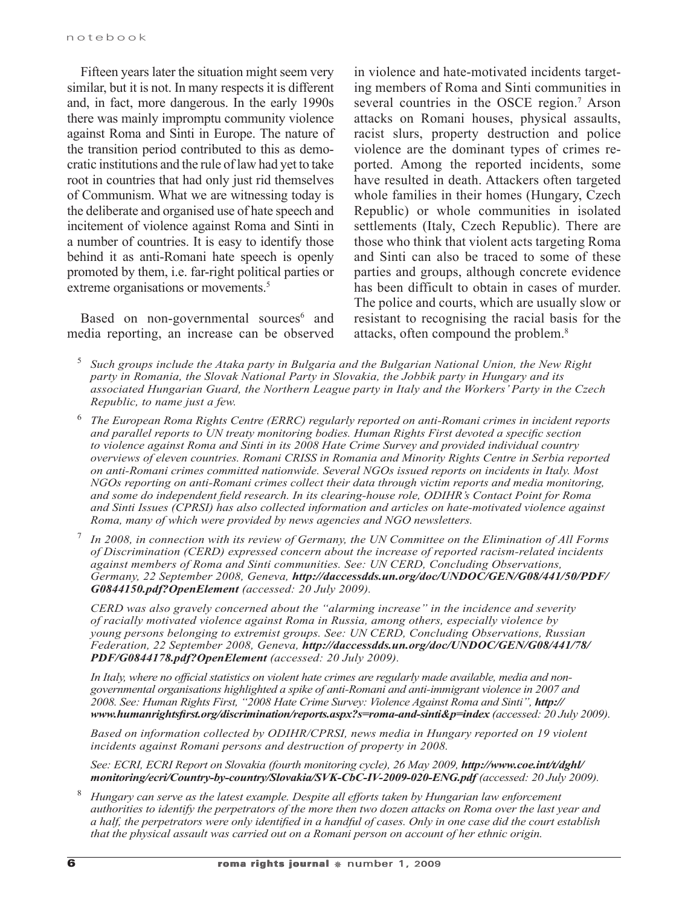Fifteen years later the situation might seem very similar, but it is not. In many respects it is different and, in fact, more dangerous. In the early 1990s there was mainly impromptu community violence against Roma and Sinti in Europe. The nature of the transition period contributed to this as democratic institutions and the rule of law had yet to take root in countries that had only just rid themselves of Communism. What we are witnessing today is the deliberate and organised use of hate speech and incitement of violence against Roma and Sinti in a number of countries. It is easy to identify those behind it as anti-Romani hate speech is openly promoted by them, i.e. far-right political parties or extreme organisations or movements.[5]

Based on non-governmental sources[6] and media reporting, an increase can be observed in violence and hate-motivated incidents targeting members of Roma and Sinti communities in several countries in the OSCE region.[7] Arson attacks on Romani houses, physical assaults, racist slurs, property destruction and police violence are the dominant types of crimes reported. Among the reported incidents, some have resulted in death. Attackers often targeted whole families in their homes (Hungary, Czech Republic) or whole communities in isolated settlements (Italy, Czech Republic). There are those who think that violent acts targeting Roma and Sinti can also be traced to some of these parties and groups, although concrete evidence has been difficult to obtain in cases of murder. The police and courts, which are usually slow or resistant to recognising the racial basis for the attacks, often compound the problem.[8]

[5] *Such groups include the Ataka party in Bulgaria and the Bulgarian National Union, the New Right party in Romania, the Slovak National Party in Slovakia, the Jobbik party in Hungary and its associated Hungarian Guard, the Northern League party in Italy and the Workers' Party in the Czech Republic, to name just a few.*

[6] *The European Roma Rights Centre (ERRC) regularly reported on anti-Romani crimes in incident reports and parallel reports to UN treaty monitoring bodies. Human Rights First devoted a specific section to violence against Roma and Sinti in its 2008 Hate Crime Survey and provided individual country overviews of eleven countries. Romani CRISS in Romania and Minority Rights Centre in Serbia reported on anti-Romani crimes committed nationwide. Several NGOs issued reports on incidents in Italy. Most NGOs reporting on anti-Romani crimes collect their data through victim reports and media monitoring, and some do independent field research. In its clearing-house role, ODIHR's Contact Point for Roma and Sinti Issues (CPRSI) has also collected information and articles on hate-motivated violence against Roma, many of which were provided by news agencies and NGO newsletters.*

[7] *In 2008, in connection with its review of Germany, the UN Committee on the Elimination of All Forms of Discrimination (CERD) expressed concern about the increase of reported racism-related incidents against members of Roma and Sinti communities. See: UN CERD, Concluding Observations, Germany, 22 September 2008, Geneva,* ***http://daccessdds.un.org/doc/UNDOC/GEN/G08/441/50/PDF/G0844150.pdf?OpenElement*** *(accessed: 20 July 2009).*

*CERD was also gravely concerned about the "alarming increase" in the incidence and severity of racially motivated violence against Roma in Russia, among others, especially violence by young persons belonging to extremist groups. See: UN CERD, Concluding Observations, Russian Federation, 22 September 2008, Geneva,* ***http://daccessdds.un.org/doc/UNDOC/GEN/G08/441/78/PDF/G0844178.pdf?OpenElement*** *(accessed: 20 July 2009).*

*In Italy, where no official statistics on violent hate crimes are regularly made available, media and non-governmental organisations highlighted a spike of anti-Romani and anti-immigrant violence in 2007 and 2008. See: Human Rights First, "2008 Hate Crime Survey: Violence Against Roma and Sinti",* ***http://www.humanrightsfirst.org/discrimination/reports.aspx?s=roma-and-sinti&p=index*** *(accessed: 20 July 2009).*

*Based on information collected by ODIHR/CPRSI, news media in Hungary reported on 19 violent incidents against Romani persons and destruction of property in 2008.*

*See: ECRI, ECRI Report on Slovakia (fourth monitoring cycle), 26 May 2009,* ***http://www.coe.int/t/dghl/monitoring/ecri/Country-by-country/Slovakia/SVK-CbC-IV-2009-020-ENG.pdf*** *(accessed: 20 July 2009).*

[8] *Hungary can serve as the latest example. Despite all efforts taken by Hungarian law enforcement authorities to identify the perpetrators of the more then two dozen attacks on Roma over the last year and a half, the perpetrators were only identified in a handful of cases. Only in one case did the court establish that the physical assault was carried out on a Romani person on account of her ethnic origin.*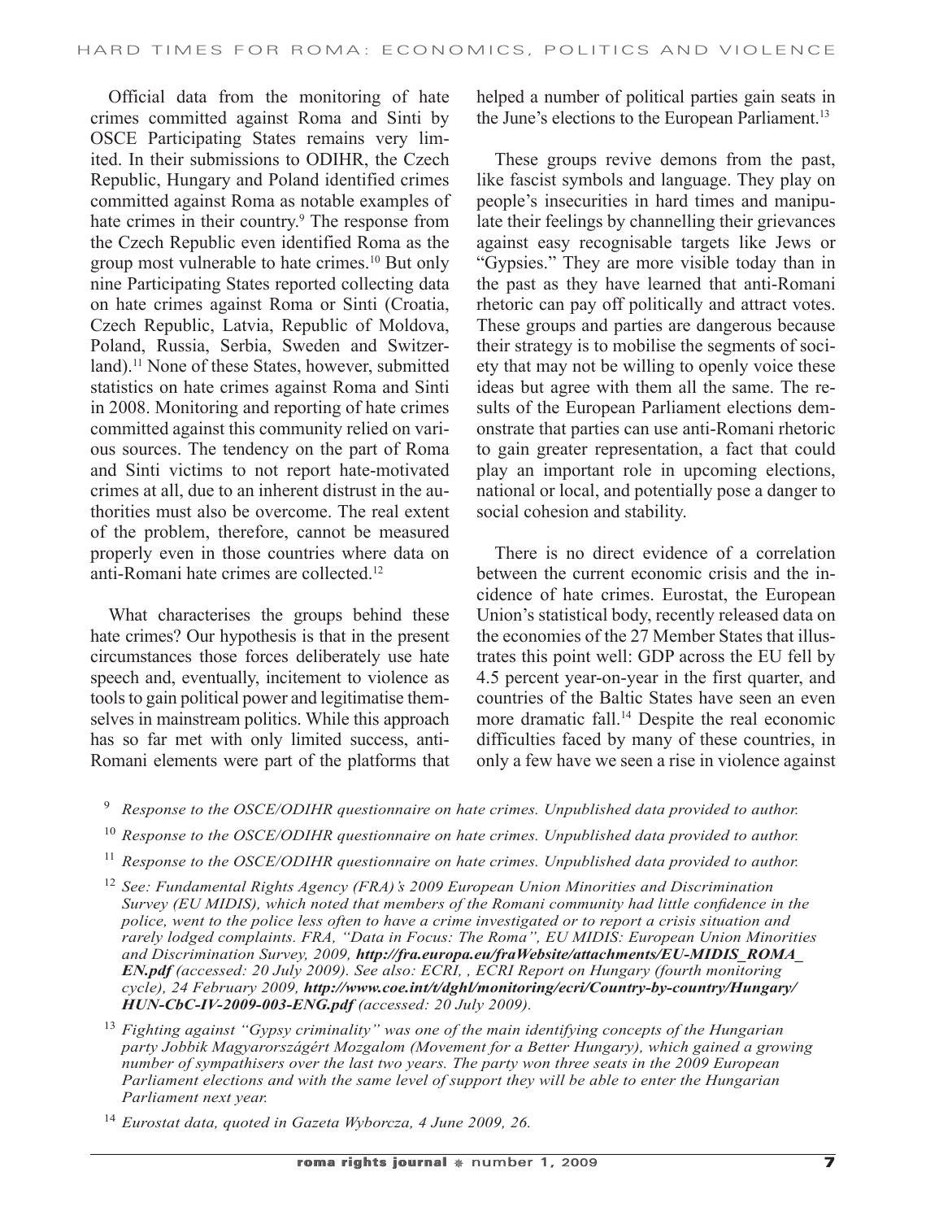Official data from the monitoring of hate crimes committed against Roma and Sinti by OSCE Participating States remains very limited. In their submissions to ODIHR, the Czech Republic, Hungary and Poland identified crimes committed against Roma as notable examples of hate crimes in their country.[9] The response from the Czech Republic even identified Roma as the group most vulnerable to hate crimes.[10] But only nine Participating States reported collecting data on hate crimes against Roma or Sinti (Croatia, Czech Republic, Latvia, Republic of Moldova, Poland, Russia, Serbia, Sweden and Switzerland).[11] None of these States, however, submitted statistics on hate crimes against Roma and Sinti in 2008. Monitoring and reporting of hate crimes committed against this community relied on various sources. The tendency on the part of Roma and Sinti victims to not report hate-motivated crimes at all, due to an inherent distrust in the authorities must also be overcome. The real extent of the problem, therefore, cannot be measured properly even in those countries where data on anti-Romani hate crimes are collected.[12]

What characterises the groups behind these hate crimes? Our hypothesis is that in the present circumstances those forces deliberately use hate speech and, eventually, incitement to violence as tools to gain political power and legitimatise themselves in mainstream politics. While this approach has so far met with only limited success, anti-Romani elements were part of the platforms that helped a number of political parties gain seats in the June's elections to the European Parliament.[13]

These groups revive demons from the past, like fascist symbols and language. They play on people's insecurities in hard times and manipulate their feelings by channelling their grievances against easy recognisable targets like Jews or "Gypsies." They are more visible today than in the past as they have learned that anti-Romani rhetoric can pay off politically and attract votes. These groups and parties are dangerous because their strategy is to mobilise the segments of society that may not be willing to openly voice these ideas but agree with them all the same. The results of the European Parliament elections demonstrate that parties can use anti-Romani rhetoric to gain greater representation, a fact that could play an important role in upcoming elections, national or local, and potentially pose a danger to social cohesion and stability.

There is no direct evidence of a correlation between the current economic crisis and the incidence of hate crimes. Eurostat, the European Union's statistical body, recently released data on the economies of the 27 Member States that illustrates this point well: GDP across the EU fell by 4.5 percent year-on-year in the first quarter, and countries of the Baltic States have seen an even more dramatic fall.[14] Despite the real economic difficulties faced by many of these countries, in only a few have we seen a rise in violence against

---

[9] *Response to the OSCE/ODIHR questionnaire on hate crimes. Unpublished data provided to author.*

[10] *Response to the OSCE/ODIHR questionnaire on hate crimes. Unpublished data provided to author.*

[11] *Response to the OSCE/ODIHR questionnaire on hate crimes. Unpublished data provided to author.*

[12] *See: Fundamental Rights Agency (FRA)'s 2009 European Union Minorities and Discrimination Survey (EU MIDIS), which noted that members of the Romani community had little confidence in the police, went to the police less often to have a crime investigated or to report a crisis situation and rarely lodged complaints. FRA, "Data in Focus: The Roma", EU MIDIS: European Union Minorities and Discrimination Survey, 2009,* ***http://fra.europa.eu/fraWebsite/attachments/EU-MIDIS_ROMA_EN.pdf*** *(accessed: 20 July 2009). See also: ECRI, , ECRI Report on Hungary (fourth monitoring cycle), 24 February 2009,* ***http://www.coe.int/t/dghl/monitoring/ecri/Country-by-country/Hungary/HUN-CbC-IV-2009-003-ENG.pdf*** *(accessed: 20 July 2009).*

[13] *Fighting against "Gypsy criminality" was one of the main identifying concepts of the Hungarian party Jobbik Magyarországért Mozgalom (Movement for a Better Hungary), which gained a growing number of sympathisers over the last two years. The party won three seats in the 2009 European Parliament elections and with the same level of support they will be able to enter the Hungarian Parliament next year.*

[14] *Eurostat data, quoted in Gazeta Wyborcza, 4 June 2009, 26.*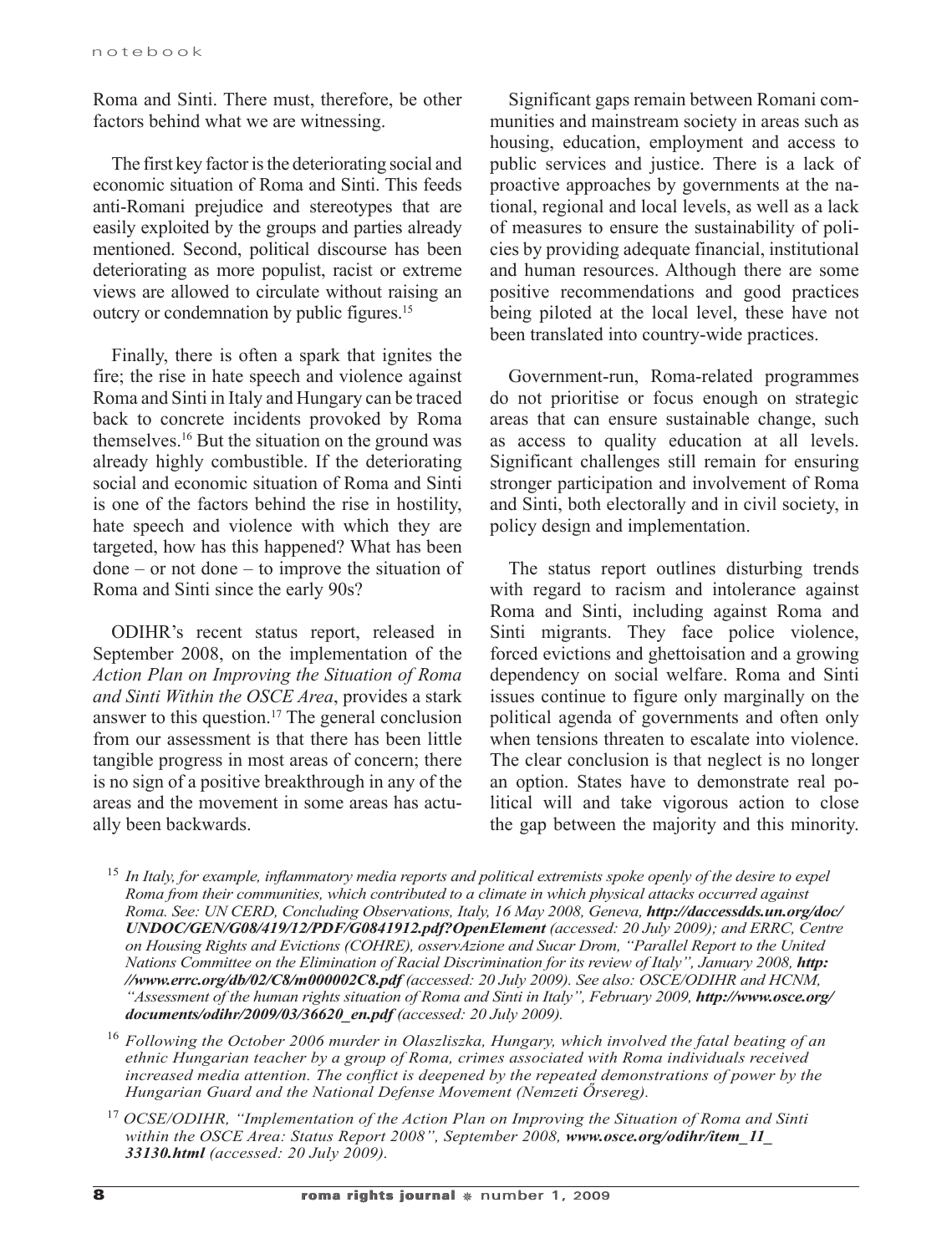Roma and Sinti. There must, therefore, be other factors behind what we are witnessing.

The first key factor is the deteriorating social and economic situation of Roma and Sinti. This feeds anti-Romani prejudice and stereotypes that are easily exploited by the groups and parties already mentioned. Second, political discourse has been deteriorating as more populist, racist or extreme views are allowed to circulate without raising an outcry or condemnation by public figures.[15]

Finally, there is often a spark that ignites the fire; the rise in hate speech and violence against Roma and Sinti in Italy and Hungary can be traced back to concrete incidents provoked by Roma themselves.[16] But the situation on the ground was already highly combustible. If the deteriorating social and economic situation of Roma and Sinti is one of the factors behind the rise in hostility, hate speech and violence with which they are targeted, how has this happened? What has been done – or not done – to improve the situation of Roma and Sinti since the early 90s?

ODIHR's recent status report, released in September 2008, on the implementation of the *Action Plan on Improving the Situation of Roma and Sinti Within the OSCE Area*, provides a stark answer to this question.[17] The general conclusion from our assessment is that there has been little tangible progress in most areas of concern; there is no sign of a positive breakthrough in any of the areas and the movement in some areas has actually been backwards.

Significant gaps remain between Romani communities and mainstream society in areas such as housing, education, employment and access to public services and justice. There is a lack of proactive approaches by governments at the national, regional and local levels, as well as a lack of measures to ensure the sustainability of policies by providing adequate financial, institutional and human resources. Although there are some positive recommendations and good practices being piloted at the local level, these have not been translated into country-wide practices.

Government-run, Roma-related programmes do not prioritise or focus enough on strategic areas that can ensure sustainable change, such as access to quality education at all levels. Significant challenges still remain for ensuring stronger participation and involvement of Roma and Sinti, both electorally and in civil society, in policy design and implementation.

The status report outlines disturbing trends with regard to racism and intolerance against Roma and Sinti, including against Roma and Sinti migrants. They face police violence, forced evictions and ghettoisation and a growing dependency on social welfare. Roma and Sinti issues continue to figure only marginally on the political agenda of governments and often only when tensions threaten to escalate into violence. The clear conclusion is that neglect is no longer an option. States have to demonstrate real political will and take vigorous action to close the gap between the majority and this minority.

[15] *In Italy, for example, inflammatory media reports and political extremists spoke openly of the desire to expel Roma from their communities, which contributed to a climate in which physical attacks occurred against Roma. See: UN CERD, Concluding Observations, Italy, 16 May 2008, Geneva,* ***http://daccessdds.un.org/doc/UNDOC/GEN/G08/419/12/PDF/G0841912.pdf?OpenElement*** *(accessed: 20 July 2009); and ERRC, Centre on Housing Rights and Evictions (COHRE), osservAzione and Sucar Drom, "Parallel Report to the United Nations Committee on the Elimination of Racial Discrimination for its review of Italy", January 2008,* ***http://www.errc.org/db/02/C8/m000002C8.pdf*** *(accessed: 20 July 2009). See also: OSCE/ODIHR and HCNM, "Assessment of the human rights situation of Roma and Sinti in Italy", February 2009,* ***http://www.osce.org/documents/odihr/2009/03/36620_en.pdf*** *(accessed: 20 July 2009).*

[16] *Following the October 2006 murder in Olaszliszka, Hungary, which involved the fatal beating of an ethnic Hungarian teacher by a group of Roma, crimes associated with Roma individuals received increased media attention. The conflict is deepened by the repeated demonstrations of power by the Hungarian Guard and the National Defense Movement (Nemzeti Őrsereg).*

[17] *OCSE/ODIHR, "Implementation of the Action Plan on Improving the Situation of Roma and Sinti within the OSCE Area: Status Report 2008", September 2008,* ***www.osce.org/odihr/item_11_33130.html*** *(accessed: 20 July 2009).*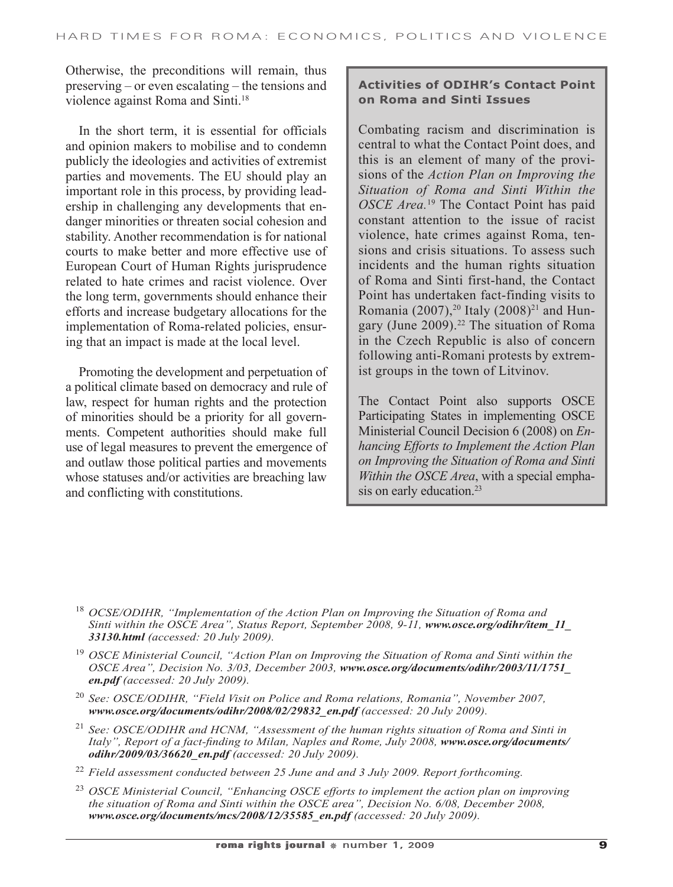Otherwise, the preconditions will remain, thus preserving – or even escalating – the tensions and violence against Roma and Sinti.[18]

In the short term, it is essential for officials and opinion makers to mobilise and to condemn publicly the ideologies and activities of extremist parties and movements. The EU should play an important role in this process, by providing leadership in challenging any developments that endanger minorities or threaten social cohesion and stability. Another recommendation is for national courts to make better and more effective use of European Court of Human Rights jurisprudence related to hate crimes and racist violence. Over the long term, governments should enhance their efforts and increase budgetary allocations for the implementation of Roma-related policies, ensuring that an impact is made at the local level.

Promoting the development and perpetuation of a political climate based on democracy and rule of law, respect for human rights and the protection of minorities should be a priority for all governments. Competent authorities should make full use of legal measures to prevent the emergence of and outlaw those political parties and movements whose statuses and/or activities are breaching law and conflicting with constitutions.

**Activities of ODIHR's Contact Point on Roma and Sinti Issues**

Combating racism and discrimination is central to what the Contact Point does, and this is an element of many of the provisions of the *Action Plan on Improving the Situation of Roma and Sinti Within the OSCE Area.*[19] The Contact Point has paid constant attention to the issue of racist violence, hate crimes against Roma, tensions and crisis situations. To assess such incidents and the human rights situation of Roma and Sinti first-hand, the Contact Point has undertaken fact-finding visits to Romania (2007),[20] Italy (2008)[21] and Hungary (June 2009).[22] The situation of Roma in the Czech Republic is also of concern following anti-Romani protests by extremist groups in the town of Litvinov.

The Contact Point also supports OSCE Participating States in implementing OSCE Ministerial Council Decision 6 (2008) on *Enhancing Efforts to Implement the Action Plan on Improving the Situation of Roma and Sinti Within the OSCE Area*, with a special emphasis on early education.[23]

[18] *OCSE/ODIHR, "Implementation of the Action Plan on Improving the Situation of Roma and Sinti within the OSCE Area", Status Report, September 2008, 9-11,* ***www.osce.org/odihr/item_11_33130.html*** *(accessed: 20 July 2009).*

[19] *OSCE Ministerial Council, "Action Plan on Improving the Situation of Roma and Sinti within the OSCE Area", Decision No. 3/03, December 2003,* ***www.osce.org/documents/odihr/2003/11/1751_en.pdf*** *(accessed: 20 July 2009).*

[20] *See: OSCE/ODIHR, "Field Visit on Police and Roma relations, Romania", November 2007,* ***www.osce.org/documents/odihr/2008/02/29832_en.pdf*** *(accessed: 20 July 2009).*

[21] *See: OSCE/ODIHR and HCNM, "Assessment of the human rights situation of Roma and Sinti in Italy", Report of a fact-finding to Milan, Naples and Rome, July 2008,* ***www.osce.org/documents/odihr/2009/03/36620_en.pdf*** *(accessed: 20 July 2009).*

[22] *Field assessment conducted between 25 June and and 3 July 2009. Report forthcoming.*

[23] *OSCE Ministerial Council, "Enhancing OSCE efforts to implement the action plan on improving the situation of Roma and Sinti within the OSCE area", Decision No. 6/08, December 2008,* ***www.osce.org/documents/mcs/2008/12/35585_en.pdf*** *(accessed: 20 July 2009).*